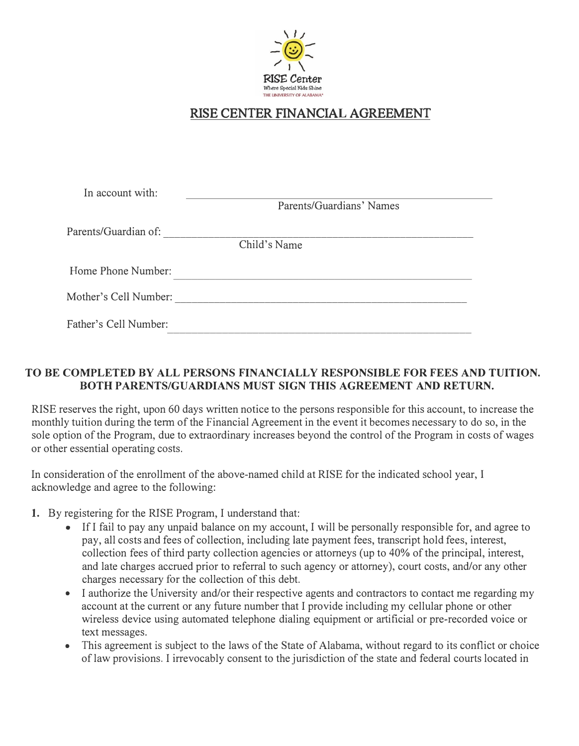RISE Center
Where Special Kids Shine
THE UNIVERSITY OF ALABAMA®

# RISE CENTER FINANCIAL AGREEMENT

In account with: ____________________________________________
Parents/Guardians' Names

Parents/Guardian of: ____________________________________________
Child's Name

Home Phone Number: ____________________________________________

Mother's Cell Number: ____________________________________________

Father's Cell Number: ____________________________________________

**TO BE COMPLETED BY ALL PERSONS FINANCIALLY RESPONSIBLE FOR FEES AND TUITION. BOTH PARENTS/GUARDIANS MUST SIGN THIS AGREEMENT AND RETURN.**

RISE reserves the right, upon 60 days written notice to the persons responsible for this account, to increase the monthly tuition during the term of the Financial Agreement in the event it becomes necessary to do so, in the sole option of the Program, due to extraordinary increases beyond the control of the Program in costs of wages or other essential operating costs.

In consideration of the enrollment of the above-named child at RISE for the indicated school year, I acknowledge and agree to the following:

1. By registering for the RISE Program, I understand that:
   - If I fail to pay any unpaid balance on my account, I will be personally responsible for, and agree to pay, all costs and fees of collection, including late payment fees, transcript hold fees, interest, collection fees of third party collection agencies or attorneys (up to 40% of the principal, interest, and late charges accrued prior to referral to such agency or attorney), court costs, and/or any other charges necessary for the collection of this debt.
   - I authorize the University and/or their respective agents and contractors to contact me regarding my account at the current or any future number that I provide including my cellular phone or other wireless device using automated telephone dialing equipment or artificial or pre-recorded voice or text messages.
   - This agreement is subject to the laws of the State of Alabama, without regard to its conflict or choice of law provisions. I irrevocably consent to the jurisdiction of the state and federal courts located in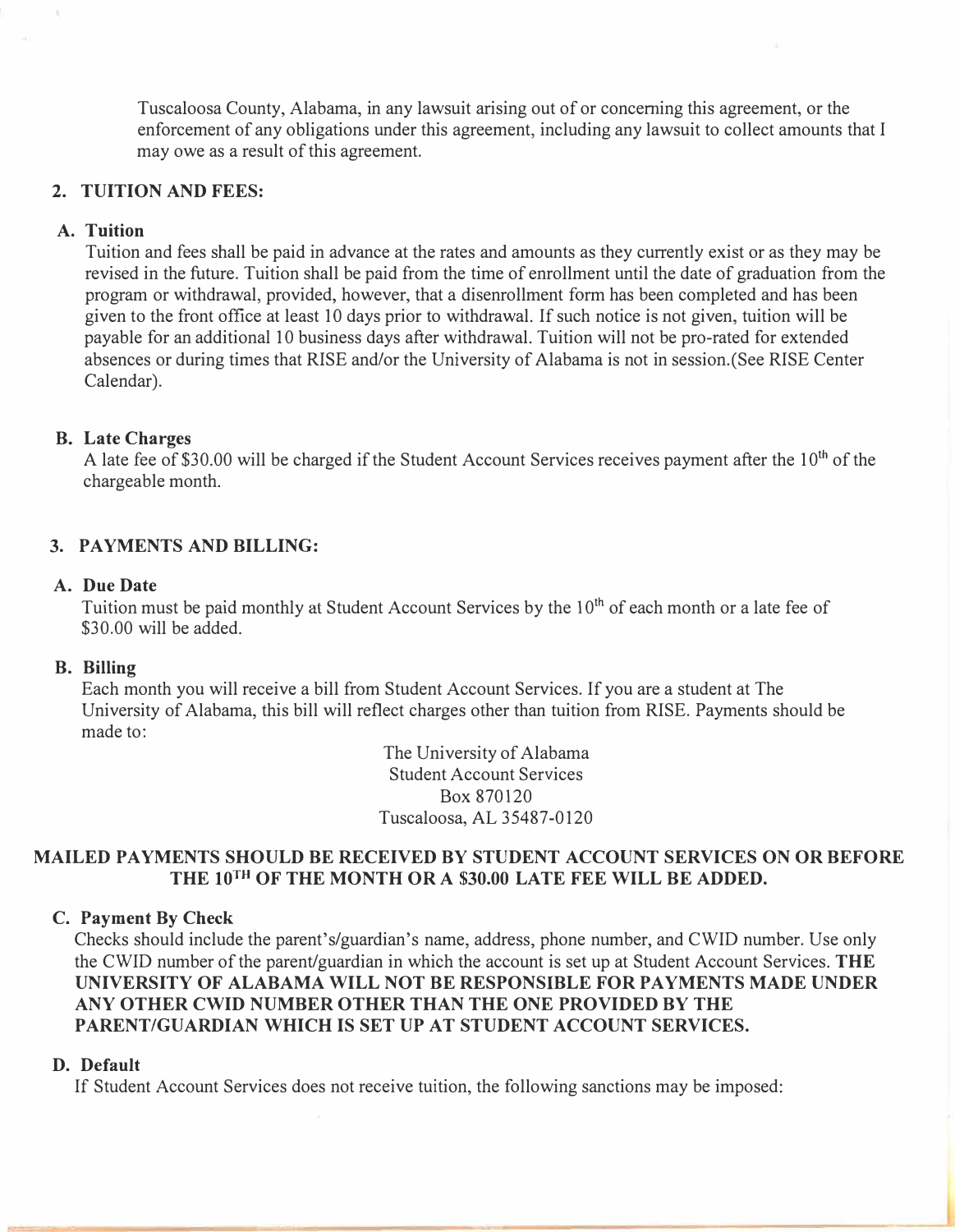Tuscaloosa County, Alabama, in any lawsuit arising out of or concerning this agreement, or the enforcement of any obligations under this agreement, including any lawsuit to collect amounts that I may owe as a result of this agreement.

## 2. TUITION AND FEES:

### A. Tuition

Tuition and fees shall be paid in advance at the rates and amounts as they currently exist or as they may be revised in the future. Tuition shall be paid from the time of enrollment until the date of graduation from the program or withdrawal, provided, however, that a disenrollment form has been completed and has been given to the front office at least 10 days prior to withdrawal. If such notice is not given, tuition will be payable for an additional 10 business days after withdrawal. Tuition will not be pro-rated for extended absences or during times that RISE and/or the University of Alabama is not in session.(See RISE Center Calendar).

### B. Late Charges

A late fee of $30.00 will be charged if the Student Account Services receives payment after the 10th of the chargeable month.

## 3. PAYMENTS AND BILLING:

### A. Due Date

Tuition must be paid monthly at Student Account Services by the 10th of each month or a late fee of $30.00 will be added.

### B. Billing

Each month you will receive a bill from Student Account Services. If you are a student at The University of Alabama, this bill will reflect charges other than tuition from RISE. Payments should be made to:

The University of Alabama
Student Account Services
Box 870120
Tuscaloosa, AL 35487-0120

**MAILED PAYMENTS SHOULD BE RECEIVED BY STUDENT ACCOUNT SERVICES ON OR BEFORE THE 10TH OF THE MONTH OR A $30.00 LATE FEE WILL BE ADDED.**

### C. Payment By Check

Checks should include the parent's/guardian's name, address, phone number, and CWID number. Use only the CWID number of the parent/guardian in which the account is set up at Student Account Services. **THE UNIVERSITY OF ALABAMA WILL NOT BE RESPONSIBLE FOR PAYMENTS MADE UNDER ANY OTHER CWID NUMBER OTHER THAN THE ONE PROVIDED BY THE PARENT/GUARDIAN WHICH IS SET UP AT STUDENT ACCOUNT SERVICES.**

### D. Default

If Student Account Services does not receive tuition, the following sanctions may be imposed: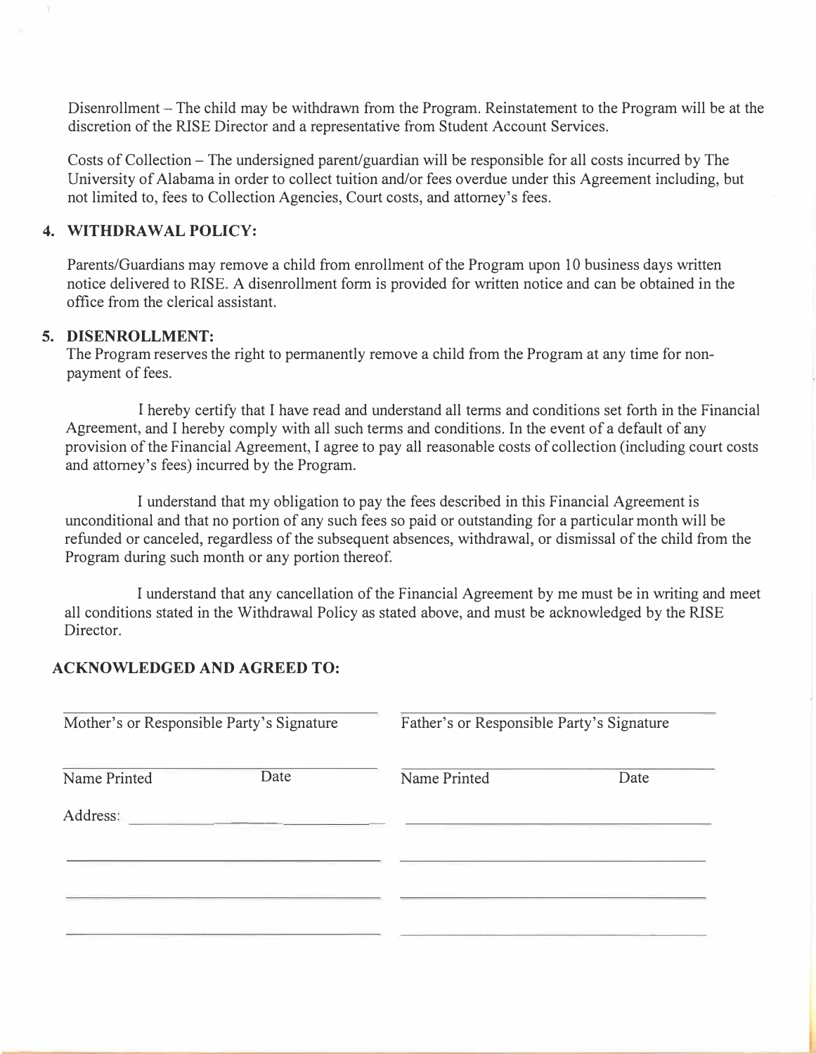Disenrollment – The child may be withdrawn from the Program. Reinstatement to the Program will be at the discretion of the RISE Director and a representative from Student Account Services.

Costs of Collection – The undersigned parent/guardian will be responsible for all costs incurred by The University of Alabama in order to collect tuition and/or fees overdue under this Agreement including, but not limited to, fees to Collection Agencies, Court costs, and attorney's fees.

**4. WITHDRAWAL POLICY:**

Parents/Guardians may remove a child from enrollment of the Program upon 10 business days written notice delivered to RISE. A disenrollment form is provided for written notice and can be obtained in the office from the clerical assistant.

**5. DISENROLLMENT:**

The Program reserves the right to permanently remove a child from the Program at any time for non-payment of fees.

I hereby certify that I have read and understand all terms and conditions set forth in the Financial Agreement, and I hereby comply with all such terms and conditions. In the event of a default of any provision of the Financial Agreement, I agree to pay all reasonable costs of collection (including court costs and attorney's fees) incurred by the Program.

I understand that my obligation to pay the fees described in this Financial Agreement is unconditional and that no portion of any such fees so paid or outstanding for a particular month will be refunded or canceled, regardless of the subsequent absences, withdrawal, or dismissal of the child from the Program during such month or any portion thereof.

I understand that any cancellation of the Financial Agreement by me must be in writing and meet all conditions stated in the Withdrawal Policy as stated above, and must be acknowledged by the RISE Director.

**ACKNOWLEDGED AND AGREED TO:**

| | |
|---|---|
| ______________________________ | ______________________________ |
| Mother's or Responsible Party's Signature | Father's or Responsible Party's Signature |
| ______________________________ | ______________________________ |
| Name Printed Date | Name Printed Date |
| Address: ______________________ | ______________________________ |
| ______________________________ | ______________________________ |
| ______________________________ | ______________________________ |
| ______________________________ | ______________________________ |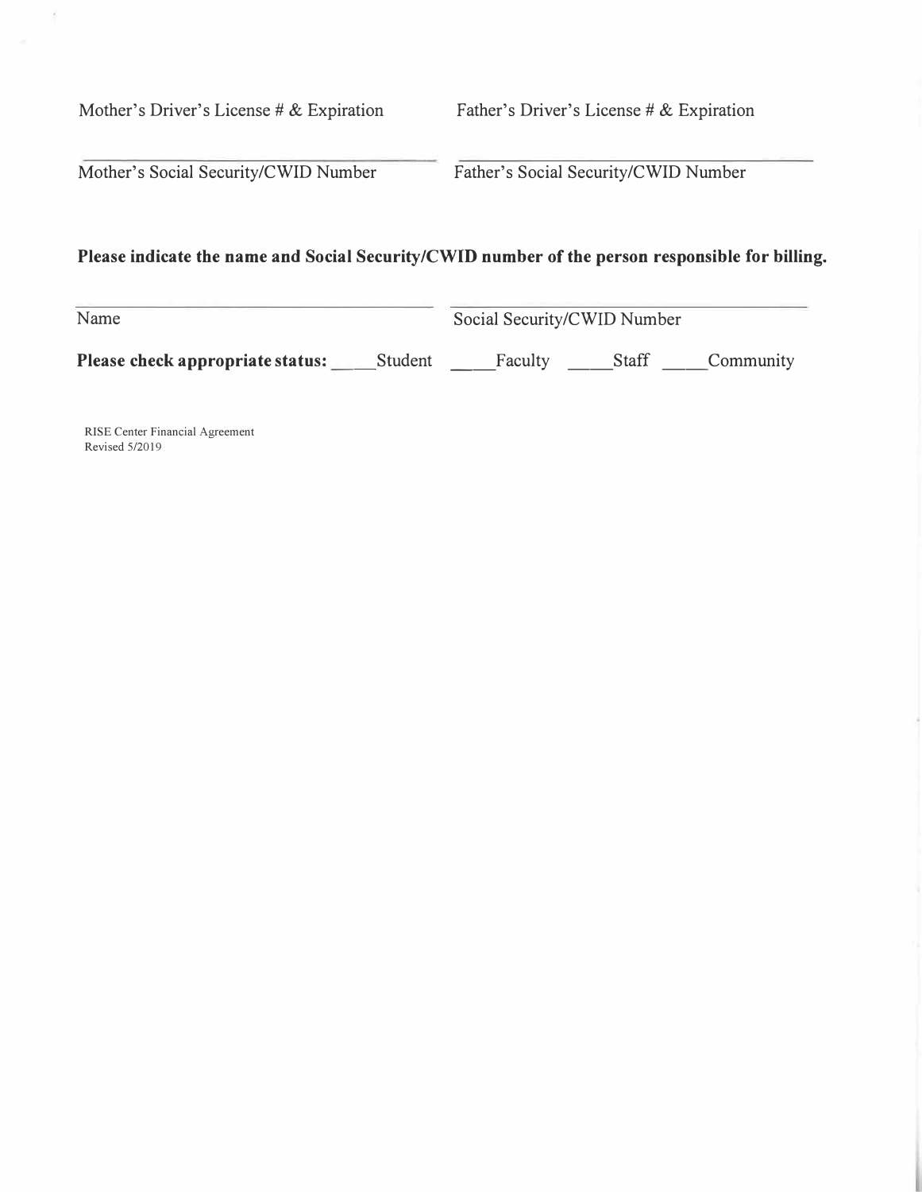Mother's Driver's License # & Expiration  Father's Driver's License # & Expiration

\_\_\_\_\_\_\_\_\_\_\_\_\_\_\_\_\_\_\_\_\_\_\_\_\_\_\_\_\_\_\_\_\_\_\_\_\_  \_\_\_\_\_\_\_\_\_\_\_\_\_\_\_\_\_\_\_\_\_\_\_\_\_\_\_\_\_\_\_\_\_\_\_\_\_

Mother's Social Security/CWID Number  Father's Social Security/CWID Number

**Please indicate the name and Social Security/CWID number of the person responsible for billing.**

\_\_\_\_\_\_\_\_\_\_\_\_\_\_\_\_\_\_\_\_\_\_\_\_\_\_\_\_\_\_\_\_\_\_\_\_\_  \_\_\_\_\_\_\_\_\_\_\_\_\_\_\_\_\_\_\_\_\_\_\_\_\_\_\_\_\_\_\_\_\_\_\_\_\_

Name  Social Security/CWID Number

**Please check appropriate status:** \_\_\_\_Student \_\_\_\_Faculty \_\_\_\_Staff \_\_\_\_Community

RISE Center Financial Agreement
Revised 5/2019